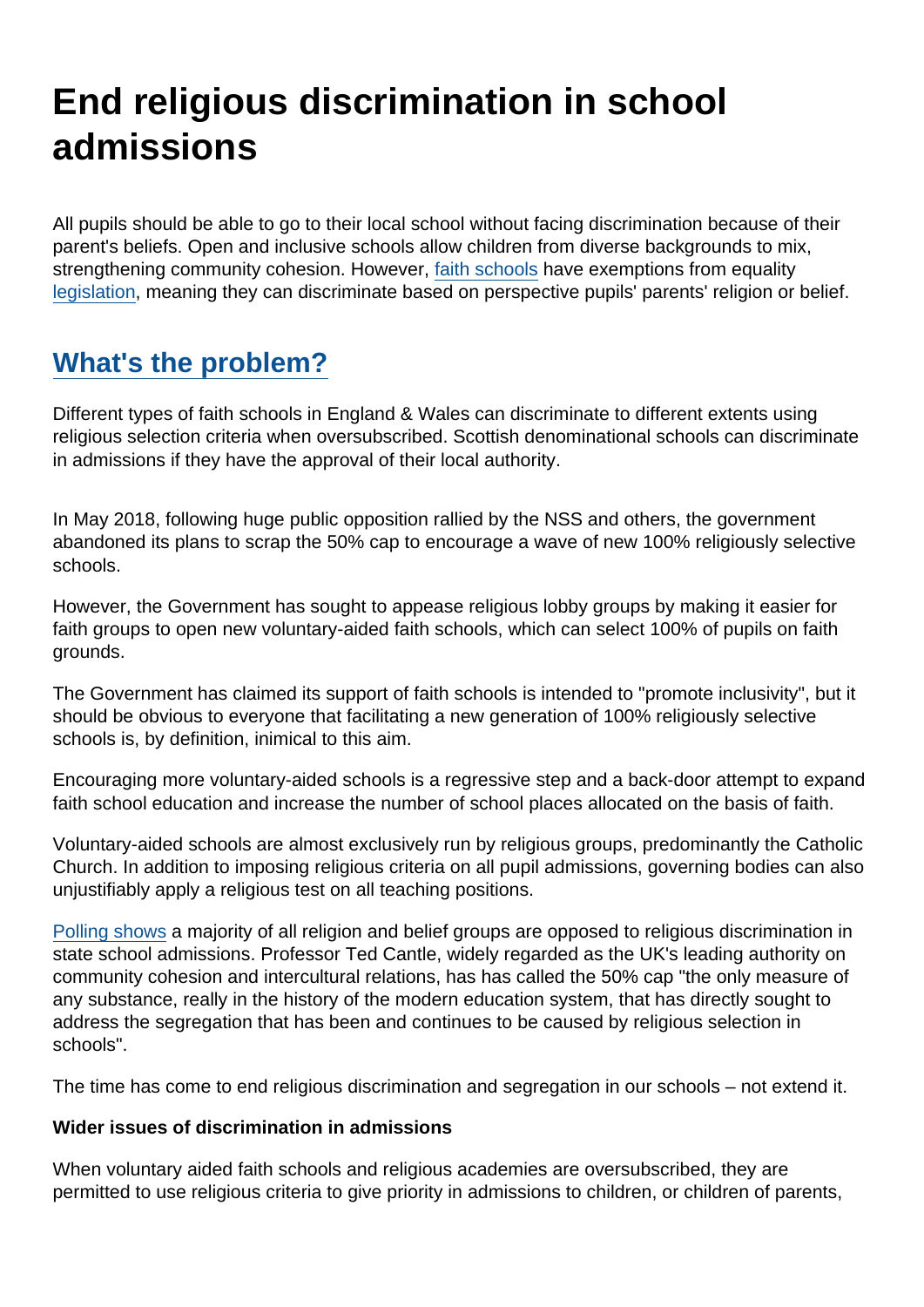# End religious discrimination in school admissions

All pupils should be able to go to their local school without facing discrimination because of their parent's beliefs. Open and inclusive schools allow children from diverse backgrounds to mix, strengthening community cohesion. However, faith schools have exemptions from equality legislation, meaning they can discriminate based on perspective pupils' parents' religion or belief.

## What's the problem?

Different types of faith schools in England & Wales can discriminate to different extents using religious selection criteria when oversubscribed. Scottish denominational schools can discriminate in admissions if they have the approval of their local authority.

In May 2018, following huge public opposition rallied by the NSS and others, the government abandoned its plans to scrap the 50% cap to encourage a wave of new 100% religiously selective schools.

However, the Government has sought to appease religious lobby groups by making it easier for faith groups to open new voluntary-aided faith schools, which can select 100% of pupils on faith grounds.

The Government has claimed its support of faith schools is intended to "promote inclusivity", but it should be obvious to everyone that facilitating a new generation of 100% religiously selective schools is, by definition, inimical to this aim.

Encouraging more voluntary-aided schools is a regressive step and a back-door attempt to expand faith school education and increase the number of school places allocated on the basis of faith.

Voluntary-aided schools are almost exclusively run by religious groups, predominantly the Catholic Church. In addition to imposing religious criteria on all pupil admissions, governing bodies can also unjustifiably apply a religious test on all teaching positions.

Polling shows a majority of all religion and belief groups are opposed to religious discrimination in state school admissions. Professor Ted Cantle, widely regarded as the UK's leading authority on community cohesion and intercultural relations, has has called the 50% cap "the only measure of any substance, really in the history of the modern education system, that has directly sought to address the segregation that has been and continues to be caused by religious selection in schools".

The time has come to end religious discrimination and segregation in our schools – not extend it.

**Wider issues of discrimination in admissions**

When voluntary aided faith schools and religious academies are oversubscribed, they are permitted to use religious criteria to give priority in admissions to children, or children of parents,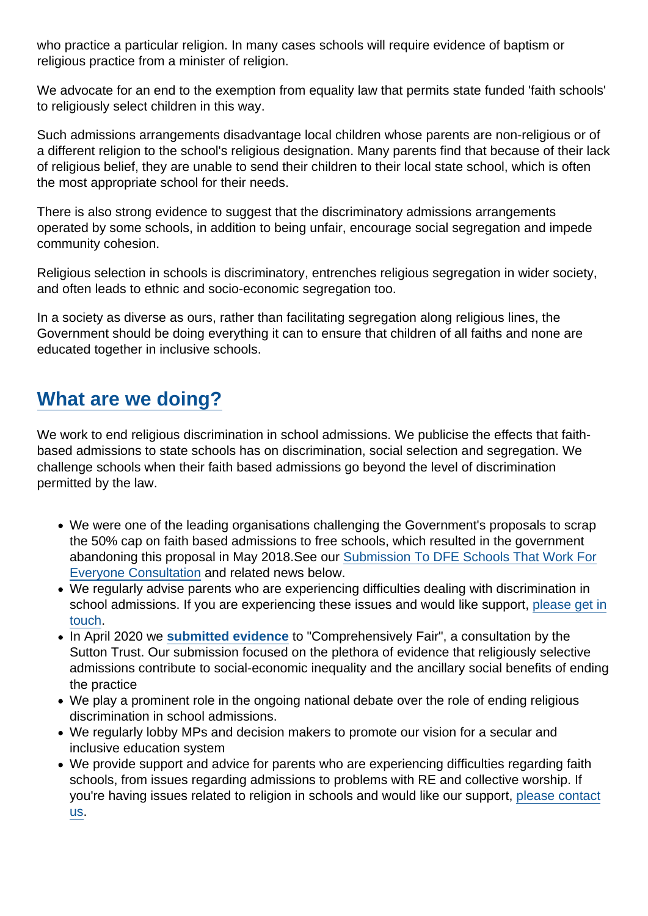who practice a particular religion. In many cases schools will require evidence of baptism or religious practice from a minister of religion.

We advocate for an end to the exemption from equality law that permits state funded 'faith schools' to religiously select children in this way.

Such admissions arrangements disadvantage local children whose parents are non-religious or of a different religion to the school's religious designation. Many parents find that because of their lack of religious belief, they are unable to send their children to their local state school, which is often the most appropriate school for their needs.

There is also strong evidence to suggest that the discriminatory admissions arrangements operated by some schools, in addition to being unfair, encourage social segregation and impede community cohesion.

Religious selection in schools is discriminatory, entrenches religious segregation in wider society, and often leads to ethnic and socio-economic segregation too.

In a society as diverse as ours, rather than facilitating segregation along religious lines, the Government should be doing everything it can to ensure that children of all faiths and none are educated together in inclusive schools.

## What are we doing?

We work to end religious discrimination in school admissions. We publicise the effects that faith-based admissions to state schools has on discrimination, social selection and segregation. We challenge schools when their faith based admissions go beyond the level of discrimination permitted by the law.

- We were one of the leading organisations challenging the Government's proposals to scrap the 50% cap on faith based admissions to free schools, which resulted in the government abandoning this proposal in May 2018.See our Submission To DFE Schools That Work For Everyone Consultation and related news below.
- We regularly advise parents who are experiencing difficulties dealing with discrimination in school admissions. If you are experiencing these issues and would like support, please get in touch.
- In April 2020 we **submitted evidence** to "Comprehensively Fair", a consultation by the Sutton Trust. Our submission focused on the plethora of evidence that religiously selective admissions contribute to social-economic inequality and the ancillary social benefits of ending the practice
- We play a prominent role in the ongoing national debate over the role of ending religious discrimination in school admissions.
- We regularly lobby MPs and decision makers to promote our vision for a secular and inclusive education system
- We provide support and advice for parents who are experiencing difficulties regarding faith schools, from issues regarding admissions to problems with RE and collective worship. If you're having issues related to religion in schools and would like our support, please contact us.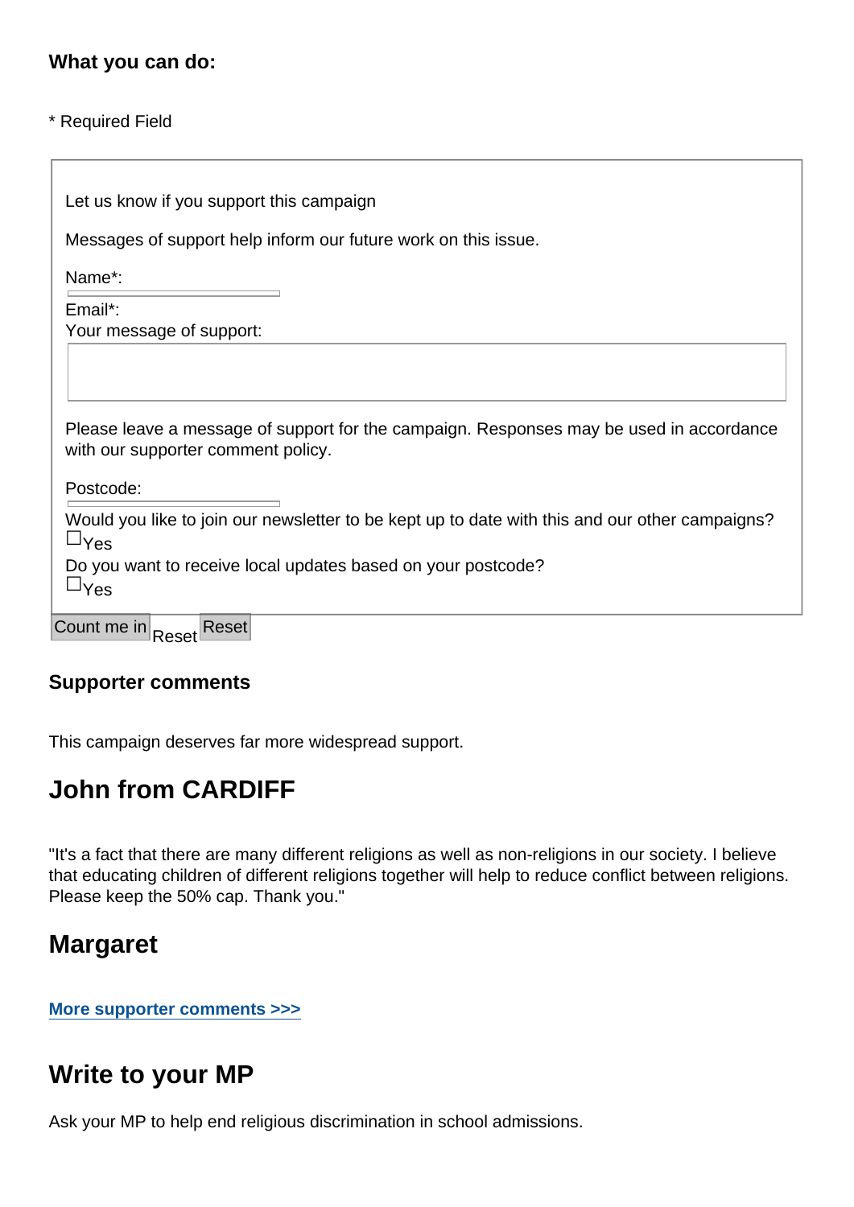**What you can do:**

* Required Field

Let us know if you support this campaign

Messages of support help inform our future work on this issue.

Name*:

Email*:

Your message of support:

Please leave a message of support for the campaign. Responses may be used in accordance with our supporter comment policy.

Postcode:

Would you like to join our newsletter to be kept up to date with this and our other campaigns?

☐Yes

Do you want to receive local updates based on your postcode?

☐Yes

Count me in Reset Reset

**Supporter comments**

This campaign deserves far more widespread support.

## John from CARDIFF

"It's a fact that there are many different religions as well as non-religions in our society. I believe that educating children of different religions together will help to reduce conflict between religions. Please keep the 50% cap. Thank you."

## Margaret

**More supporter comments >>>**

## Write to your MP

Ask your MP to help end religious discrimination in school admissions.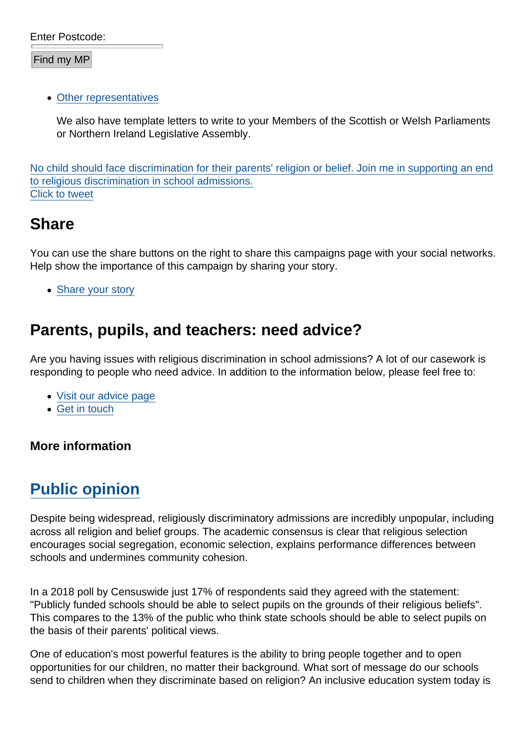Enter Postcode:

Find my MP

- Other representatives

  We also have template letters to write to your Members of the Scottish or Welsh Parliaments or Northern Ireland Legislative Assembly.

No child should face discrimination for their parents' religion or belief. Join me in supporting an end to religious discrimination in school admissions.
Click to tweet

## Share

You can use the share buttons on the right to share this campaigns page with your social networks. Help show the importance of this campaign by sharing your story.

- Share your story

## Parents, pupils, and teachers: need advice?

Are you having issues with religious discrimination in school admissions? A lot of our casework is responding to people who need advice. In addition to the information below, please feel free to:

- Visit our advice page
- Get in touch

### More information

## Public opinion

Despite being widespread, religiously discriminatory admissions are incredibly unpopular, including across all religion and belief groups. The academic consensus is clear that religious selection encourages social segregation, economic selection, explains performance differences between schools and undermines community cohesion.

In a 2018 poll by Censuswide just 17% of respondents said they agreed with the statement: "Publicly funded schools should be able to select pupils on the grounds of their religious beliefs". This compares to the 13% of the public who think state schools should be able to select pupils on the basis of their parents' political views.

One of education's most powerful features is the ability to bring people together and to open opportunities for our children, no matter their background. What sort of message do our schools send to children when they discriminate based on religion? An inclusive education system today is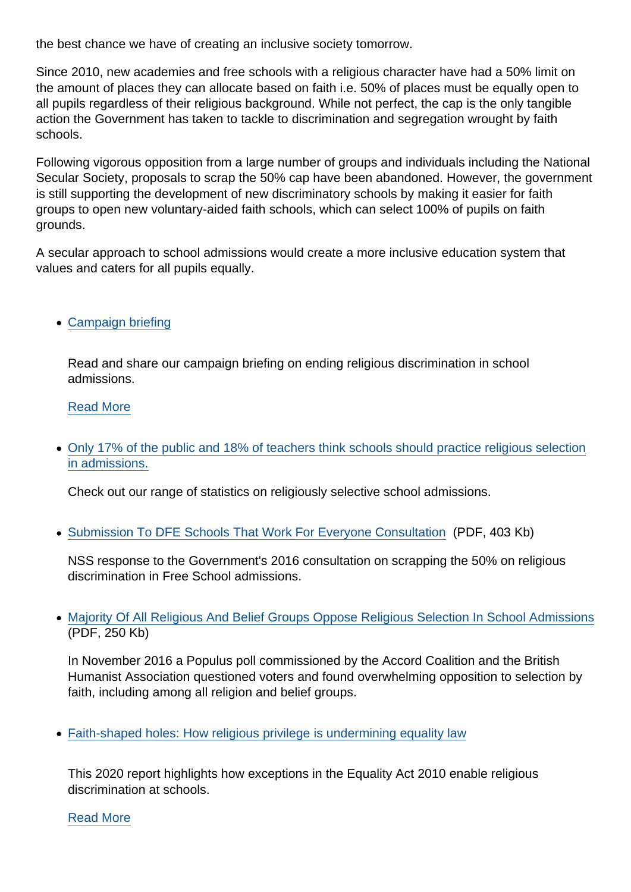the best chance we have of creating an inclusive society tomorrow.

Since 2010, new academies and free schools with a religious character have had a 50% limit on the amount of places they can allocate based on faith i.e. 50% of places must be equally open to all pupils regardless of their religious background. While not perfect, the cap is the only tangible action the Government has taken to tackle to discrimination and segregation wrought by faith schools.

Following vigorous opposition from a large number of groups and individuals including the National Secular Society, proposals to scrap the 50% cap have been abandoned. However, the government is still supporting the development of new discriminatory schools by making it easier for faith groups to open new voluntary-aided faith schools, which can select 100% of pupils on faith grounds.

A secular approach to school admissions would create a more inclusive education system that values and caters for all pupils equally.

- Campaign briefing

  Read and share our campaign briefing on ending religious discrimination in school admissions.

  Read More

- Only 17% of the public and 18% of teachers think schools should practice religious selection in admissions.

  Check out our range of statistics on religiously selective school admissions.

- Submission To DFE Schools That Work For Everyone Consultation (PDF, 403 Kb)

  NSS response to the Government's 2016 consultation on scrapping the 50% on religious discrimination in Free School admissions.

- Majority Of All Religious And Belief Groups Oppose Religious Selection In School Admissions (PDF, 250 Kb)

  In November 2016 a Populus poll commissioned by the Accord Coalition and the British Humanist Association questioned voters and found overwhelming opposition to selection by faith, including among all religion and belief groups.

- Faith-shaped holes: How religious privilege is undermining equality law

  This 2020 report highlights how exceptions in the Equality Act 2010 enable religious discrimination at schools.

  Read More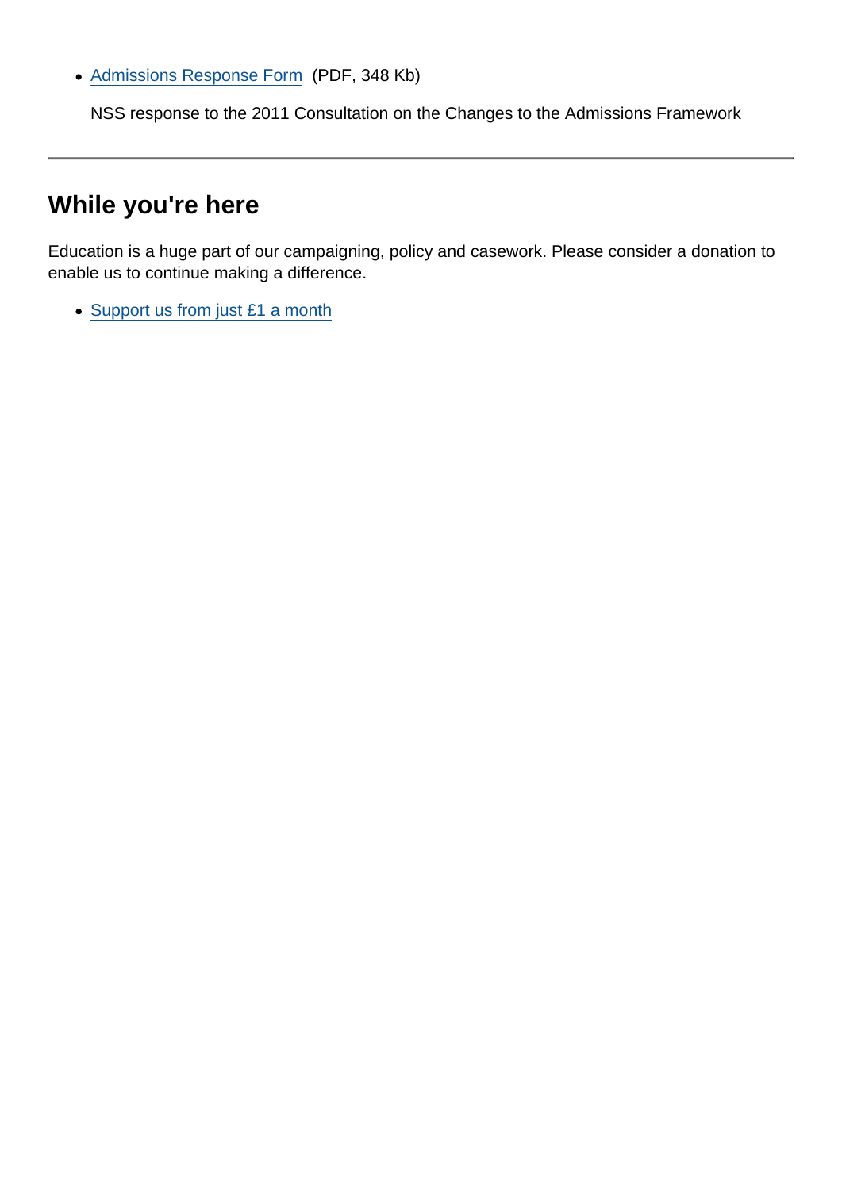- Admissions Response Form (PDF, 348 Kb)

  NSS response to the 2011 Consultation on the Changes to the Admissions Framework

---

## While you're here

Education is a huge part of our campaigning, policy and casework. Please consider a donation to enable us to continue making a difference.

- Support us from just £1 a month